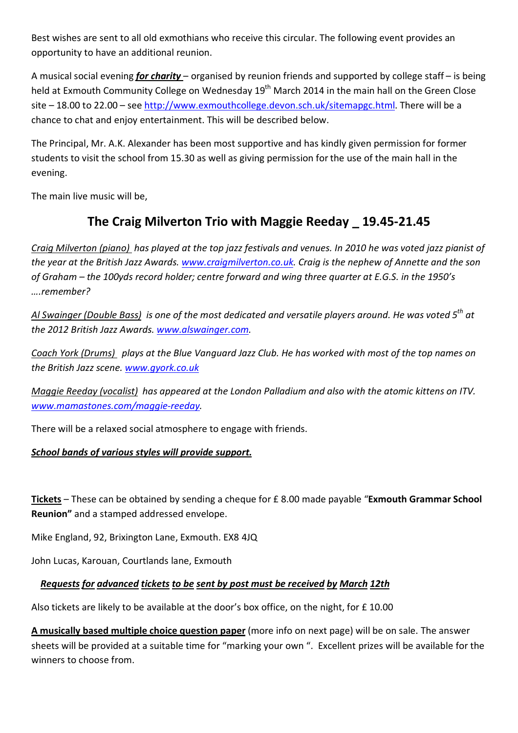Best wishes are sent to all old exmothians who receive this circular. The following event provides an opportunity to have an additional reunion.

A musical social evening ***for charity*** – organised by reunion friends and supported by college staff – is being held at Exmouth Community College on Wednesday 19th March 2014 in the main hall on the Green Close site – 18.00 to 22.00 – see http://www.exmouthcollege.devon.sch.uk/sitemapgc.html. There will be a chance to chat and enjoy entertainment. This will be described below.

The Principal, Mr. A.K. Alexander has been most supportive and has kindly given permission for former students to visit the school from 15.30 as well as giving permission for the use of the main hall in the evening.

The main live music will be,

## The Craig Milverton Trio with Maggie Reeday _ 19.45-21.45

*Craig Milverton (piano) has played at the top jazz festivals and venues. In 2010 he was voted jazz pianist of the year at the British Jazz Awards. www.craigmilverton.co.uk. Craig is the nephew of Annette and the son of Graham – the 100yds record holder; centre forward and wing three quarter at E.G.S. in the 1950's ….remember?*

*Al Swainger (Double Bass) is one of the most dedicated and versatile players around. He was voted 5th at the 2012 British Jazz Awards. www.alswainger.com.*

*Coach York (Drums) plays at the Blue Vanguard Jazz Club. He has worked with most of the top names on the British Jazz scene. www.gyork.co.uk*

*Maggie Reeday (vocalist) has appeared at the London Palladium and also with the atomic kittens on ITV. www.mamastones.com/maggie-reeday.*

There will be a relaxed social atmosphere to engage with friends.

***School bands of various styles will provide support.***

**Tickets** – These can be obtained by sending a cheque for £ 8.00 made payable "**Exmouth Grammar School Reunion"** and a stamped addressed envelope.

Mike England, 92, Brixington Lane, Exmouth. EX8 4JQ

John Lucas, Karouan, Courtlands lane, Exmouth

***Requests for advanced tickets to be sent by post must be received by March 12th***

Also tickets are likely to be available at the door's box office, on the night, for £ 10.00

**A musically based multiple choice question paper** (more info on next page) will be on sale. The answer sheets will be provided at a suitable time for "marking your own ". Excellent prizes will be available for the winners to choose from.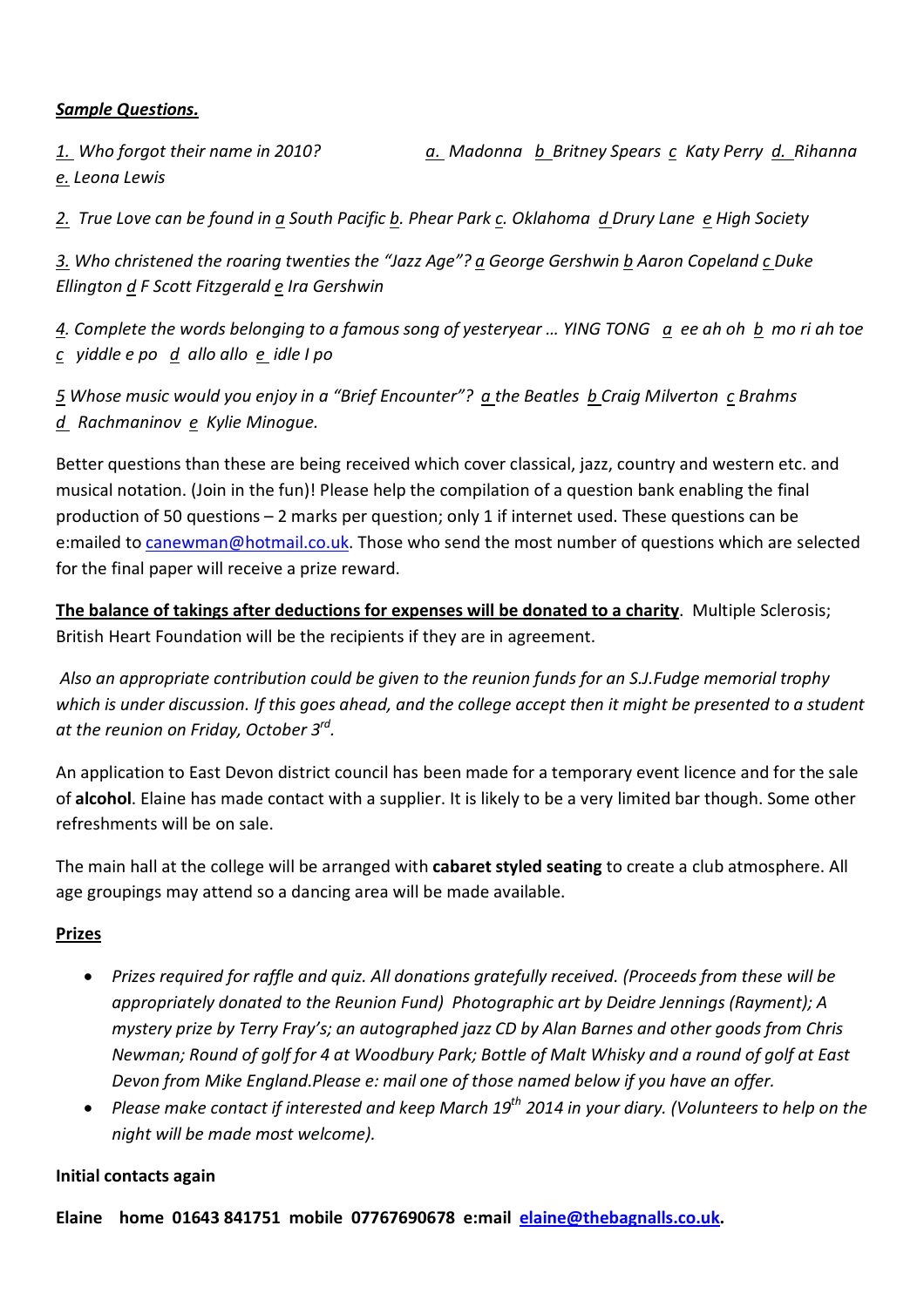***Sample Questions.***

*1. Who forgot their name in 2010? a. Madonna b Britney Spears c Katy Perry d. Rihanna e. Leona Lewis*

*2. True Love can be found in a South Pacific b. Phear Park c. Oklahoma d Drury Lane e High Society*

*3. Who christened the roaring twenties the "Jazz Age"? a George Gershwin b Aaron Copeland c Duke Ellington d F Scott Fitzgerald e Ira Gershwin*

*4. Complete the words belonging to a famous song of yesteryear … YING TONG a ee ah oh b mo ri ah toe c yiddle e po d allo allo e idle I po*

*5 Whose music would you enjoy in a "Brief Encounter"? a the Beatles b Craig Milverton c Brahms d Rachmaninov e Kylie Minogue.*

Better questions than these are being received which cover classical, jazz, country and western etc. and musical notation. (Join in the fun)! Please help the compilation of a question bank enabling the final production of 50 questions – 2 marks per question; only 1 if internet used. These questions can be e:mailed to [canewman@hotmail.co.uk](mailto:canewman@hotmail.co.uk). Those who send the most number of questions which are selected for the final paper will receive a prize reward.

**The balance of takings after deductions for expenses will be donated to a charity**. Multiple Sclerosis; British Heart Foundation will be the recipients if they are in agreement.

*Also an appropriate contribution could be given to the reunion funds for an S.J.Fudge memorial trophy which is under discussion. If this goes ahead, and the college accept then it might be presented to a student at the reunion on Friday, October 3rd.*

An application to East Devon district council has been made for a temporary event licence and for the sale of **alcohol**. Elaine has made contact with a supplier. It is likely to be a very limited bar though. Some other refreshments will be on sale.

The main hall at the college will be arranged with **cabaret styled seating** to create a club atmosphere. All age groupings may attend so a dancing area will be made available.

**Prizes**

- *Prizes required for raffle and quiz. All donations gratefully received. (Proceeds from these will be appropriately donated to the Reunion Fund) Photographic art by Deidre Jennings (Rayment); A mystery prize by Terry Fray's; an autographed jazz CD by Alan Barnes and other goods from Chris Newman; Round of golf for 4 at Woodbury Park; Bottle of Malt Whisky and a round of golf at East Devon from Mike England.Please e: mail one of those named below if you have an offer.*
- *Please make contact if interested and keep March 19th 2014 in your diary. (Volunteers to help on the night will be made most welcome).*

**Initial contacts again**

**Elaine home 01643 841751 mobile 07767690678 e:mail [elaine@thebagnalls.co.uk](mailto:elaine@thebagnalls.co.uk).**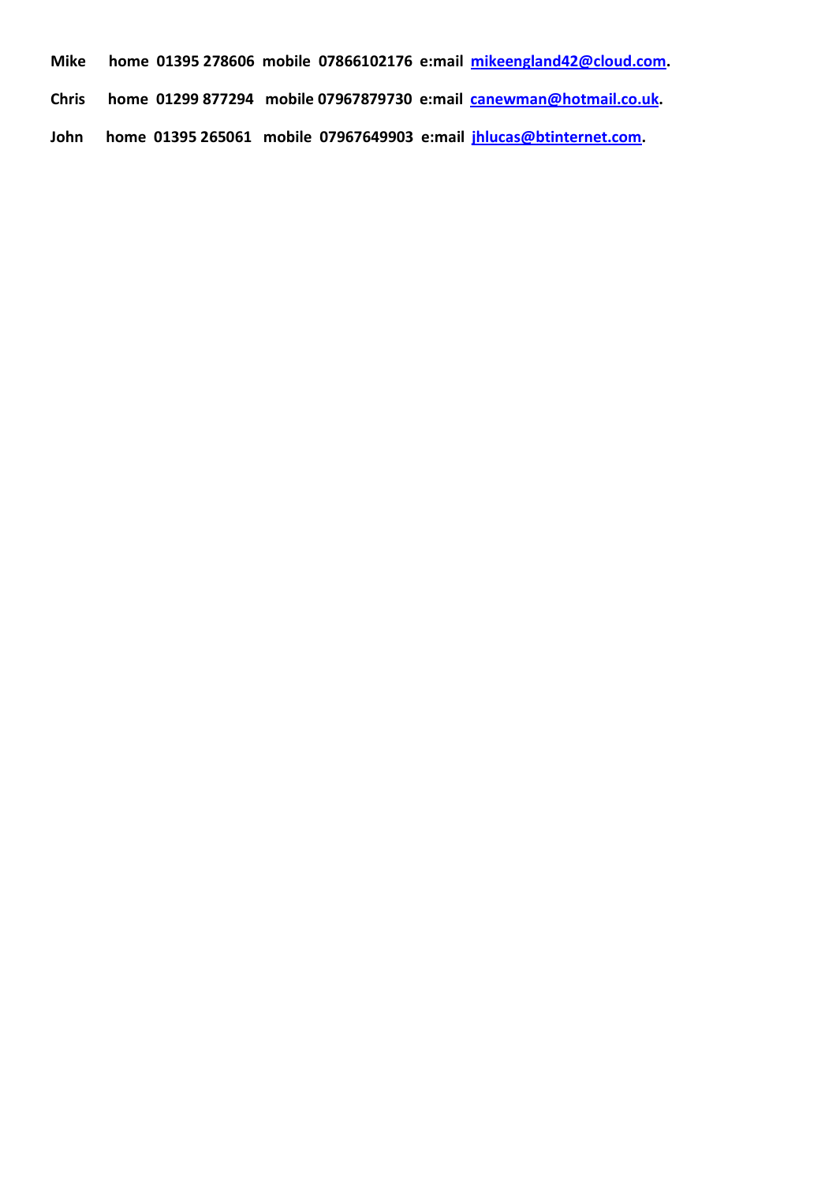**Mike home 01395 278606 mobile 07866102176 e:mail mikeengland42@cloud.com.**

**Chris home 01299 877294 mobile 07967879730 e:mail canewman@hotmail.co.uk.**

**John home 01395 265061 mobile 07967649903 e:mail jhlucas@btinternet.com.**